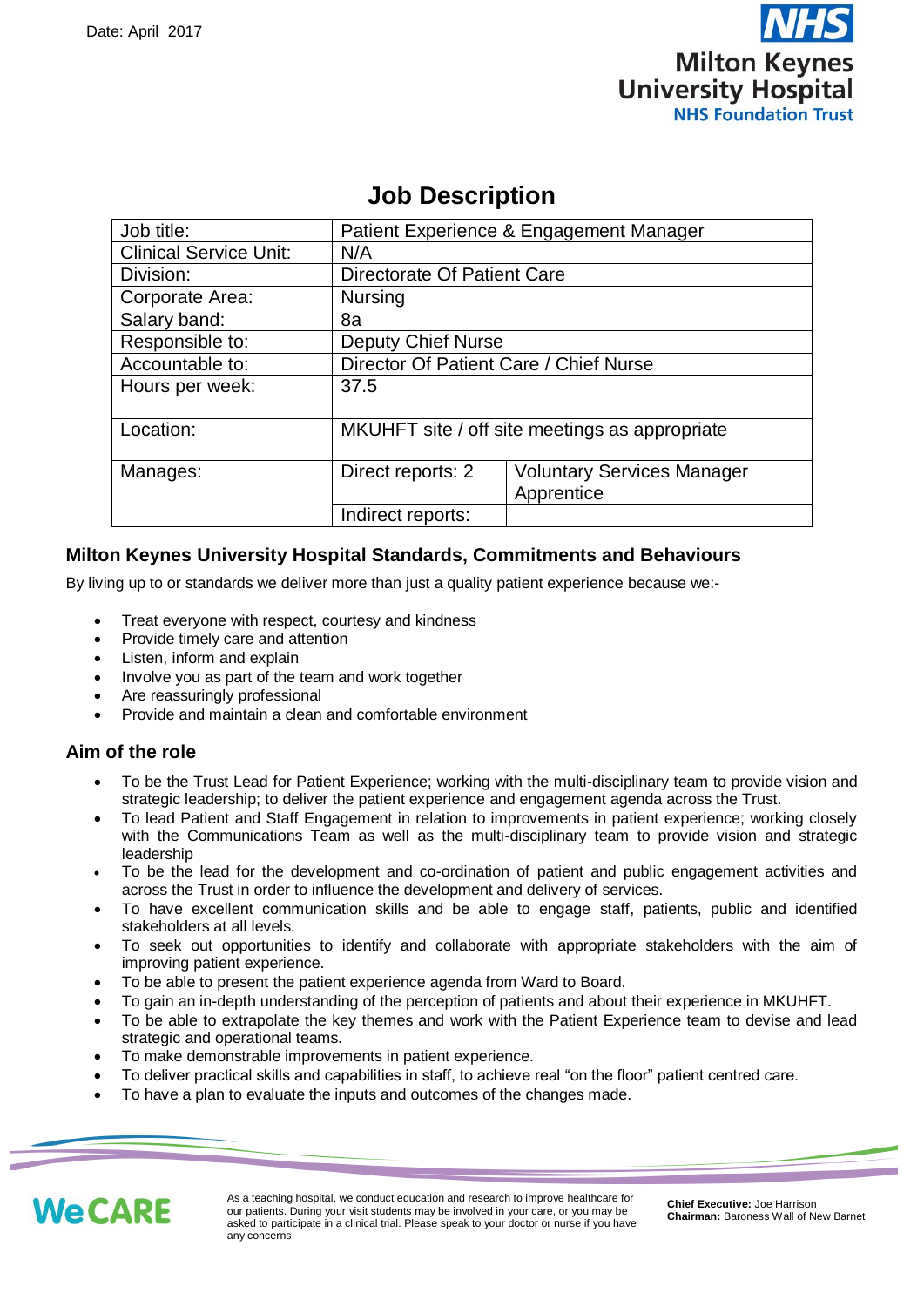Date: April 2017

Milton Keynes University Hospital NHS Foundation Trust

# Job Description

| Job title: | Patient Experience & Engagement Manager | |
|---|---|---|
| Clinical Service Unit: | N/A | |
| Division: | Directorate Of Patient Care | |
| Corporate Area: | Nursing | |
| Salary band: | 8a | |
| Responsible to: | Deputy Chief Nurse | |
| Accountable to: | Director Of Patient Care / Chief Nurse | |
| Hours per week: | 37.5 | |
| Location: | MKUHFT site / off site meetings as appropriate | |
| Manages: | Direct reports: 2 | Voluntary Services Manager Apprentice |
| | Indirect reports: | |

## Milton Keynes University Hospital Standards, Commitments and Behaviours

By living up to or standards we deliver more than just a quality patient experience because we:-

- Treat everyone with respect, courtesy and kindness
- Provide timely care and attention
- Listen, inform and explain
- Involve you as part of the team and work together
- Are reassuringly professional
- Provide and maintain a clean and comfortable environment

## Aim of the role

- To be the Trust Lead for Patient Experience; working with the multi-disciplinary team to provide vision and strategic leadership; to deliver the patient experience and engagement agenda across the Trust.
- To lead Patient and Staff Engagement in relation to improvements in patient experience; working closely with the Communications Team as well as the multi-disciplinary team to provide vision and strategic leadership
- To be the lead for the development and co-ordination of patient and public engagement activities and across the Trust in order to influence the development and delivery of services.
- To have excellent communication skills and be able to engage staff, patients, public and identified stakeholders at all levels.
- To seek out opportunities to identify and collaborate with appropriate stakeholders with the aim of improving patient experience.
- To be able to present the patient experience agenda from Ward to Board.
- To gain an in-depth understanding of the perception of patients and about their experience in MKUHFT.
- To be able to extrapolate the key themes and work with the Patient Experience team to devise and lead strategic and operational teams.
- To make demonstrable improvements in patient experience.
- To deliver practical skills and capabilities in staff, to achieve real "on the floor" patient centred care.
- To have a plan to evaluate the inputs and outcomes of the changes made.

We CARE

As a teaching hospital, we conduct education and research to improve healthcare for our patients. During your visit students may be involved in your care, or you may be asked to participate in a clinical trial. Please speak to your doctor or nurse if you have any concerns.

**Chief Executive:** Joe Harrison
**Chairman:** Baroness Wall of New Barnet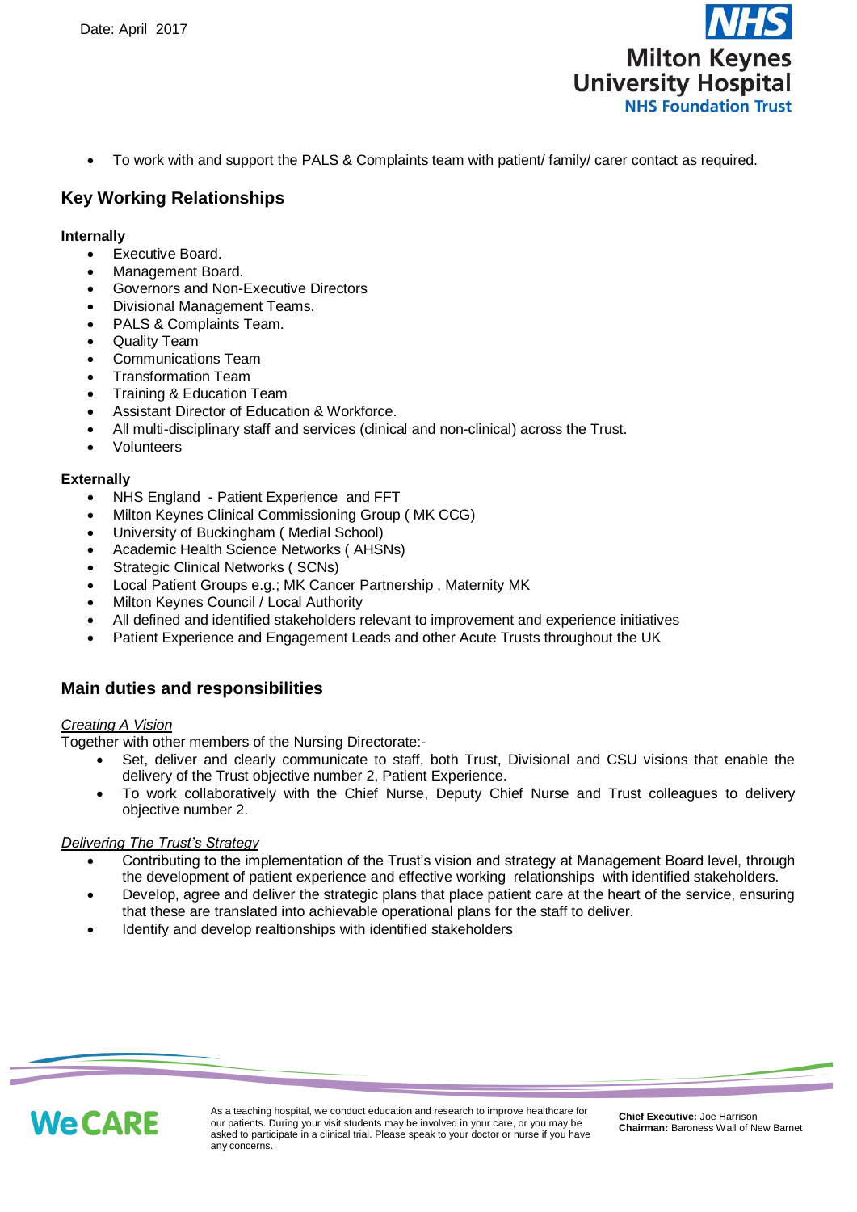- To work with and support the PALS & Complaints team with patient/ family/ carer contact as required.

## Key Working Relationships

**Internally**

- Executive Board.
- Management Board.
- Governors and Non-Executive Directors
- Divisional Management Teams.
- PALS & Complaints Team.
- Quality Team
- Communications Team
- Transformation Team
- Training & Education Team
- Assistant Director of Education & Workforce.
- All multi-disciplinary staff and services (clinical and non-clinical) across the Trust.
- Volunteers

**Externally**

- NHS England - Patient Experience and FFT
- Milton Keynes Clinical Commissioning Group ( MK CCG)
- University of Buckingham ( Medial School)
- Academic Health Science Networks ( AHSNs)
- Strategic Clinical Networks ( SCNs)
- Local Patient Groups e.g.; MK Cancer Partnership , Maternity MK
- Milton Keynes Council / Local Authority
- All defined and identified stakeholders relevant to improvement and experience initiatives
- Patient Experience and Engagement Leads and other Acute Trusts throughout the UK

## Main duties and responsibilities

*Creating A Vision*

Together with other members of the Nursing Directorate:-

- Set, deliver and clearly communicate to staff, both Trust, Divisional and CSU visions that enable the delivery of the Trust objective number 2, Patient Experience.
- To work collaboratively with the Chief Nurse, Deputy Chief Nurse and Trust colleagues to delivery objective number 2.

*Delivering The Trust's Strategy*

- Contributing to the implementation of the Trust's vision and strategy at Management Board level, through the development of patient experience and effective working relationships with identified stakeholders.
- Develop, agree and deliver the strategic plans that place patient care at the heart of the service, ensuring that these are translated into achievable operational plans for the staff to deliver.
- Identify and develop realtionships with identified stakeholders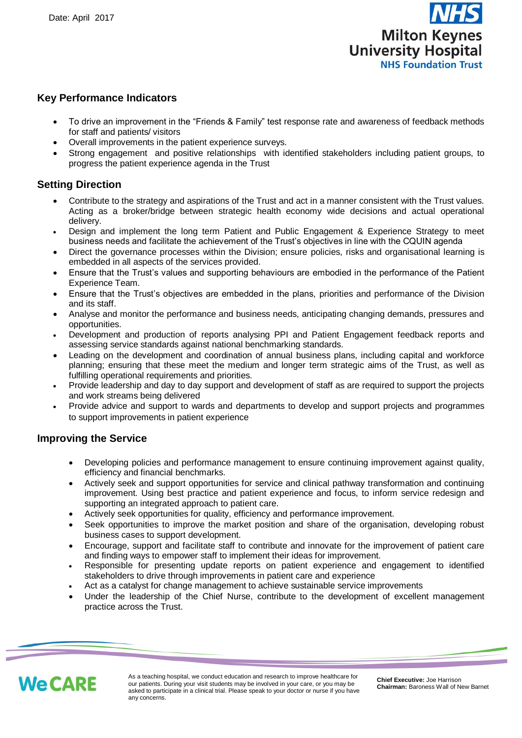## Key Performance Indicators

- To drive an improvement in the "Friends & Family" test response rate and awareness of feedback methods for staff and patients/ visitors
- Overall improvements in the patient experience surveys.
- Strong engagement and positive relationships with identified stakeholders including patient groups, to progress the patient experience agenda in the Trust

## Setting Direction

- Contribute to the strategy and aspirations of the Trust and act in a manner consistent with the Trust values. Acting as a broker/bridge between strategic health economy wide decisions and actual operational delivery.
- Design and implement the long term Patient and Public Engagement & Experience Strategy to meet business needs and facilitate the achievement of the Trust's objectives in line with the CQUIN agenda
- Direct the governance processes within the Division; ensure policies, risks and organisational learning is embedded in all aspects of the services provided.
- Ensure that the Trust's values and supporting behaviours are embodied in the performance of the Patient Experience Team.
- Ensure that the Trust's objectives are embedded in the plans, priorities and performance of the Division and its staff.
- Analyse and monitor the performance and business needs, anticipating changing demands, pressures and opportunities.
- Development and production of reports analysing PPI and Patient Engagement feedback reports and assessing service standards against national benchmarking standards.
- Leading on the development and coordination of annual business plans, including capital and workforce planning; ensuring that these meet the medium and longer term strategic aims of the Trust, as well as fulfilling operational requirements and priorities.
- Provide leadership and day to day support and development of staff as are required to support the projects and work streams being delivered
- Provide advice and support to wards and departments to develop and support projects and programmes to support improvements in patient experience

## Improving the Service

- Developing policies and performance management to ensure continuing improvement against quality, efficiency and financial benchmarks.
- Actively seek and support opportunities for service and clinical pathway transformation and continuing improvement. Using best practice and patient experience and focus, to inform service redesign and supporting an integrated approach to patient care.
- Actively seek opportunities for quality, efficiency and performance improvement.
- Seek opportunities to improve the market position and share of the organisation, developing robust business cases to support development.
- Encourage, support and facilitate staff to contribute and innovate for the improvement of patient care and finding ways to empower staff to implement their ideas for improvement.
- Responsible for presenting update reports on patient experience and engagement to identified stakeholders to drive through improvements in patient care and experience
- Act as a catalyst for change management to achieve sustainable service improvements
- Under the leadership of the Chief Nurse, contribute to the development of excellent management practice across the Trust.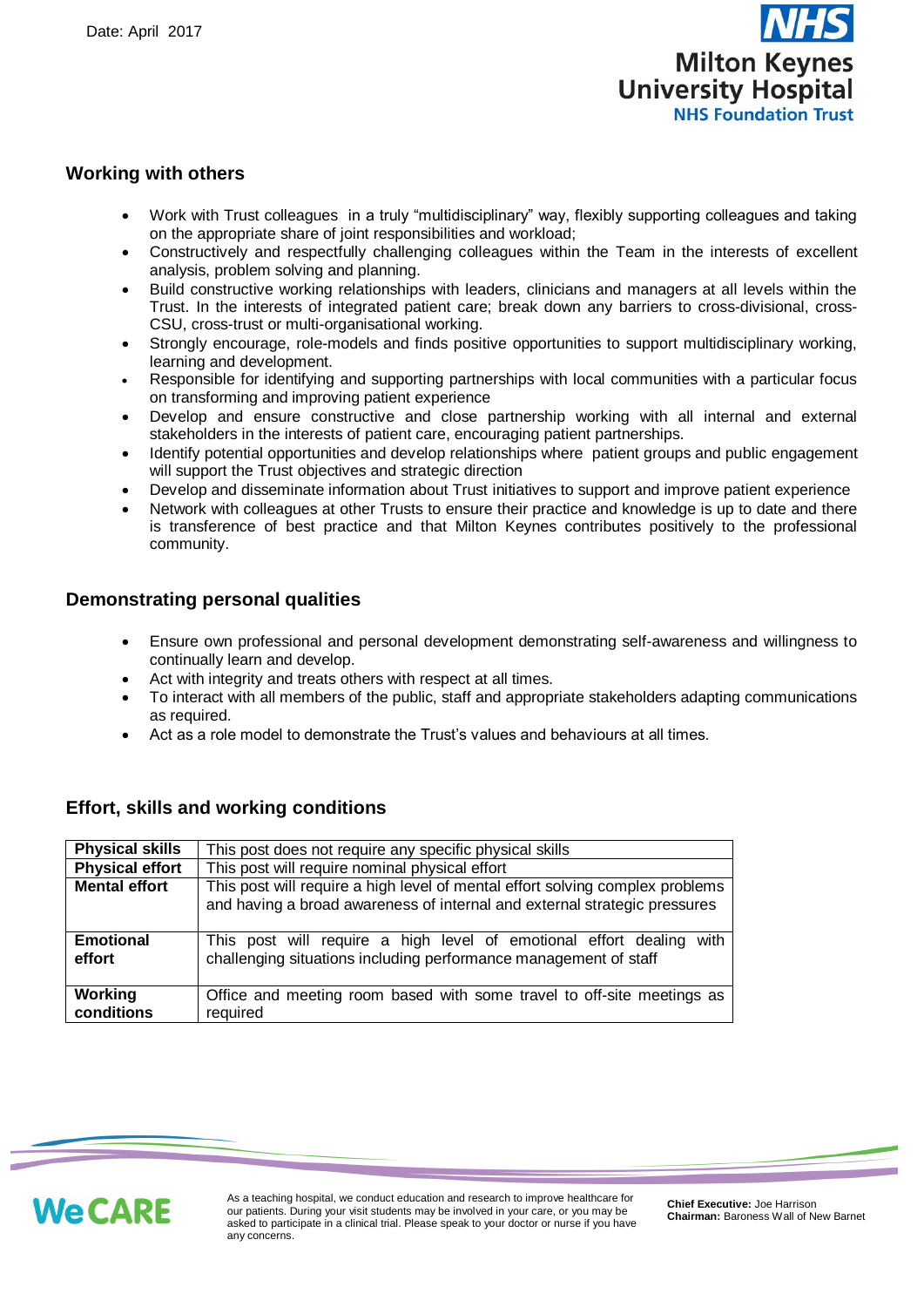## Working with others

- Work with Trust colleagues in a truly "multidisciplinary" way, flexibly supporting colleagues and taking on the appropriate share of joint responsibilities and workload;
- Constructively and respectfully challenging colleagues within the Team in the interests of excellent analysis, problem solving and planning.
- Build constructive working relationships with leaders, clinicians and managers at all levels within the Trust. In the interests of integrated patient care; break down any barriers to cross-divisional, cross-CSU, cross-trust or multi-organisational working.
- Strongly encourage, role-models and finds positive opportunities to support multidisciplinary working, learning and development.
- Responsible for identifying and supporting partnerships with local communities with a particular focus on transforming and improving patient experience
- Develop and ensure constructive and close partnership working with all internal and external stakeholders in the interests of patient care, encouraging patient partnerships.
- Identify potential opportunities and develop relationships where patient groups and public engagement will support the Trust objectives and strategic direction
- Develop and disseminate information about Trust initiatives to support and improve patient experience
- Network with colleagues at other Trusts to ensure their practice and knowledge is up to date and there is transference of best practice and that Milton Keynes contributes positively to the professional community.

## Demonstrating personal qualities

- Ensure own professional and personal development demonstrating self-awareness and willingness to continually learn and develop.
- Act with integrity and treats others with respect at all times.
- To interact with all members of the public, staff and appropriate stakeholders adapting communications as required.
- Act as a role model to demonstrate the Trust's values and behaviours at all times.

## Effort, skills and working conditions

| | |
|---|---|
| **Physical skills** | This post does not require any specific physical skills |
| **Physical effort** | This post will require nominal physical effort |
| **Mental effort** | This post will require a high level of mental effort solving complex problems and having a broad awareness of internal and external strategic pressures |
| **Emotional effort** | This post will require a high level of emotional effort dealing with challenging situations including performance management of staff |
| **Working conditions** | Office and meeting room based with some travel to off-site meetings as required |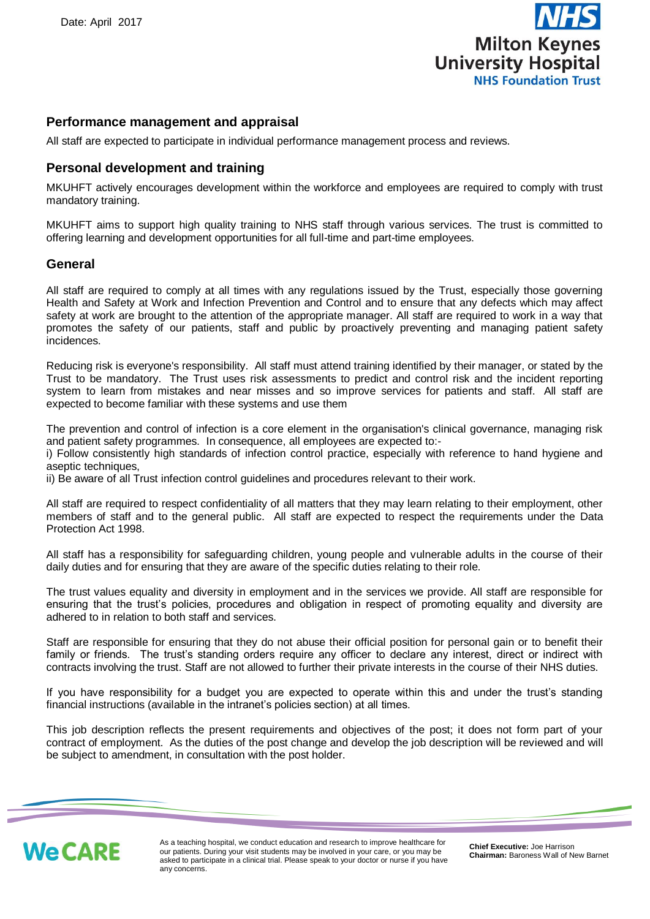## Performance management and appraisal

All staff are expected to participate in individual performance management process and reviews.

## Personal development and training

MKUHFT actively encourages development within the workforce and employees are required to comply with trust mandatory training.

MKUHFT aims to support high quality training to NHS staff through various services. The trust is committed to offering learning and development opportunities for all full-time and part-time employees.

## General

All staff are required to comply at all times with any regulations issued by the Trust, especially those governing Health and Safety at Work and Infection Prevention and Control and to ensure that any defects which may affect safety at work are brought to the attention of the appropriate manager. All staff are required to work in a way that promotes the safety of our patients, staff and public by proactively preventing and managing patient safety incidences.

Reducing risk is everyone's responsibility. All staff must attend training identified by their manager, or stated by the Trust to be mandatory. The Trust uses risk assessments to predict and control risk and the incident reporting system to learn from mistakes and near misses and so improve services for patients and staff. All staff are expected to become familiar with these systems and use them

The prevention and control of infection is a core element in the organisation's clinical governance, managing risk and patient safety programmes. In consequence, all employees are expected to:-
i) Follow consistently high standards of infection control practice, especially with reference to hand hygiene and aseptic techniques,
ii) Be aware of all Trust infection control guidelines and procedures relevant to their work.

All staff are required to respect confidentiality of all matters that they may learn relating to their employment, other members of staff and to the general public. All staff are expected to respect the requirements under the Data Protection Act 1998.

All staff has a responsibility for safeguarding children, young people and vulnerable adults in the course of their daily duties and for ensuring that they are aware of the specific duties relating to their role.

The trust values equality and diversity in employment and in the services we provide. All staff are responsible for ensuring that the trust's policies, procedures and obligation in respect of promoting equality and diversity are adhered to in relation to both staff and services.

Staff are responsible for ensuring that they do not abuse their official position for personal gain or to benefit their family or friends. The trust's standing orders require any officer to declare any interest, direct or indirect with contracts involving the trust. Staff are not allowed to further their private interests in the course of their NHS duties.

If you have responsibility for a budget you are expected to operate within this and under the trust's standing financial instructions (available in the intranet's policies section) at all times.

This job description reflects the present requirements and objectives of the post; it does not form part of your contract of employment. As the duties of the post change and develop the job description will be reviewed and will be subject to amendment, in consultation with the post holder.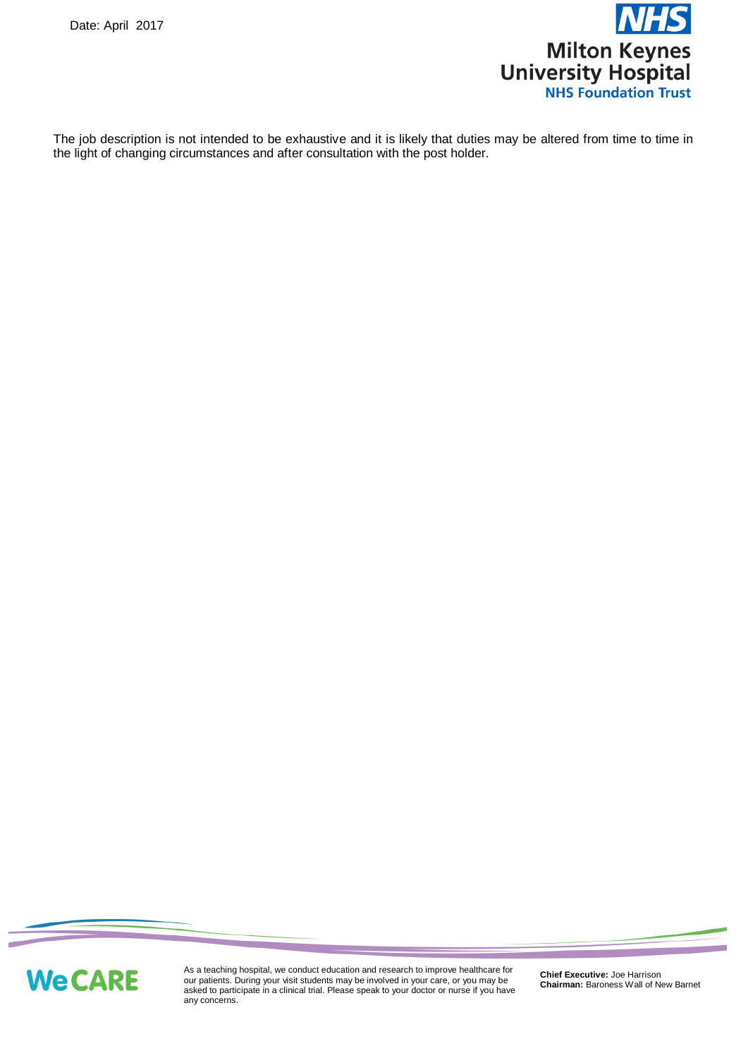The job description is not intended to be exhaustive and it is likely that duties may be altered from time to time in the light of changing circumstances and after consultation with the post holder.